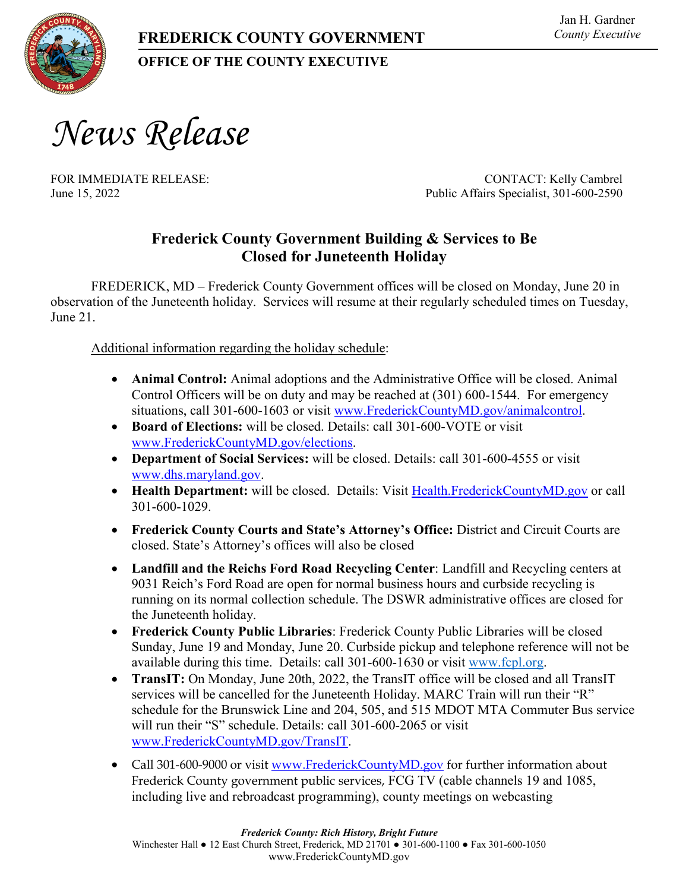FREDERICK COUNTY GOVERNMENT

OFFICE OF THE COUNTY EXECUTIVE

Jan H. Gardner
*County Executive*

# *News Release*

FOR IMMEDIATE RELEASE:
June 15, 2022

CONTACT: Kelly Cambrel
Public Affairs Specialist, 301-600-2590

## Frederick County Government Building & Services to Be Closed for Juneteenth Holiday

FREDERICK, MD – Frederick County Government offices will be closed on Monday, June 20 in observation of the Juneteenth holiday. Services will resume at their regularly scheduled times on Tuesday, June 21.

Additional information regarding the holiday schedule:

- **Animal Control:** Animal adoptions and the Administrative Office will be closed. Animal Control Officers will be on duty and may be reached at (301) 600-1544. For emergency situations, call 301-600-1603 or visit www.FrederickCountyMD.gov/animalcontrol.
- **Board of Elections:** will be closed. Details: call 301-600-VOTE or visit www.FrederickCountyMD.gov/elections.
- **Department of Social Services:** will be closed. Details: call 301-600-4555 or visit www.dhs.maryland.gov.
- **Health Department:** will be closed. Details: Visit Health.FrederickCountyMD.gov or call 301-600-1029.
- **Frederick County Courts and State's Attorney's Office:** District and Circuit Courts are closed. State's Attorney's offices will also be closed
- **Landfill and the Reichs Ford Road Recycling Center**: Landfill and Recycling centers at 9031 Reich's Ford Road are open for normal business hours and curbside recycling is running on its normal collection schedule. The DSWR administrative offices are closed for the Juneteenth holiday.
- **Frederick County Public Libraries**: Frederick County Public Libraries will be closed Sunday, June 19 and Monday, June 20. Curbside pickup and telephone reference will not be available during this time. Details: call 301-600-1630 or visit www.fcpl.org.
- **TransIT:** On Monday, June 20th, 2022, the TransIT office will be closed and all TransIT services will be cancelled for the Juneteenth Holiday. MARC Train will run their "R" schedule for the Brunswick Line and 204, 505, and 515 MDOT MTA Commuter Bus service will run their "S" schedule. Details: call 301-600-2065 or visit www.FrederickCountyMD.gov/TransIT.
- Call 301-600-9000 or visit www.FrederickCountyMD.gov for further information about Frederick County government public services, FCG TV (cable channels 19 and 1085, including live and rebroadcast programming), county meetings on webcasting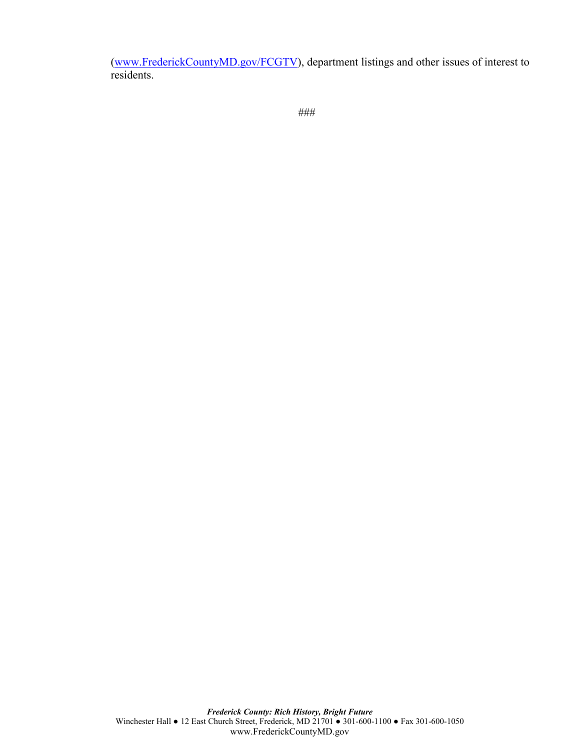([www.FrederickCountyMD.gov/FCGTV](www.FrederickCountyMD.gov/FCGTV)), department listings and other issues of interest to residents.

###